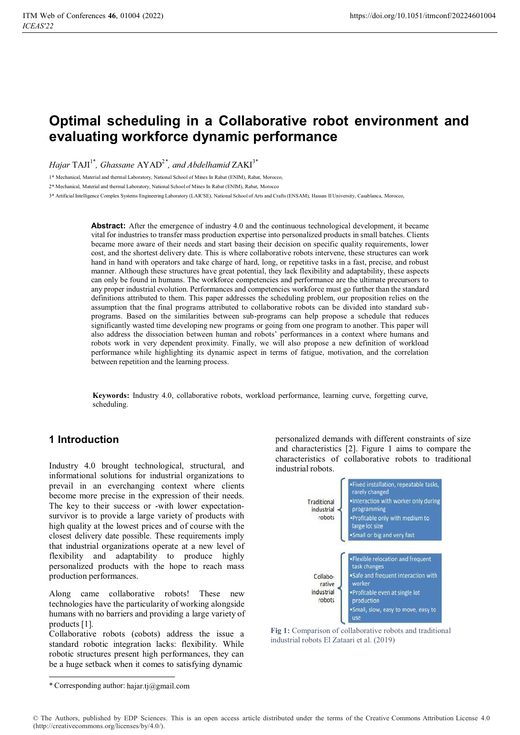# Optimal scheduling in a Collaborative robot environment and evaluating workforce dynamic performance

*Hajar* TAJI[1*], *Ghassane* AYAD[2*], *and Abdelhamid* ZAKI[3*]

1* Mechanical, Material and thermal Laboratory, National School of Mines In Rabat (ENIM), Rabat, Morocco,

2* Mechanical, Material and thermal Laboratory, National School of Mines In Rabat (ENIM), Rabat, Morocco

3* Artificial Intelligence Complex Systems Engineering Laboratory (LAICSE), National School of Arts and Crafts (ENSAM), Hassan II University, Casablanca, Morocco,

**Abstract:** After the emergence of industry 4.0 and the continuous technological development, it became vital for industries to transfer mass production expertise into personalized products in small batches. Clients became more aware of their needs and start basing their decision on specific quality requirements, lower cost, and the shortest delivery date. This is where collaborative robots intervene, these structures can work hand in hand with operators and take charge of hard, long, or repetitive tasks in a fast, precise, and robust manner. Although these structures have great potential, they lack flexibility and adaptability, these aspects can only be found in humans. The workforce competencies and performance are the ultimate precursors to any proper industrial evolution. Performances and competencies workforce must go further than the standard definitions attributed to them. This paper addresses the scheduling problem, our proposition relies on the assumption that the final programs attributed to collaborative robots can be divided into standard sub-programs. Based on the similarities between sub-programs can help propose a schedule that reduces significantly wasted time developing new programs or going from one program to another. This paper will also address the dissociation between human and robots' performances in a context where humans and robots work in very dependent proximity. Finally, we will also propose a new definition of workload performance while highlighting its dynamic aspect in terms of fatigue, motivation, and the correlation between repetition and the learning process.

**Keywords:** Industry 4.0, collaborative robots, workload performance, learning curve, forgetting curve, scheduling.

## 1 Introduction

Industry 4.0 brought technological, structural, and informational solutions for industrial organizations to prevail in an everchanging context where clients become more precise in the expression of their needs. The key to their success or -with lower expectation-survivor is to provide a large variety of products with high quality at the lowest prices and of course with the closest delivery date possible. These requirements imply that industrial organizations operate at a new level of flexibility and adaptability to produce highly personalized products with the hope to reach mass production performances.

Along came collaborative robots! These new technologies have the particularity of working alongside humans with no barriers and providing a large variety of products [1].

Collaborative robots (cobots) address the issue a standard robotic integration lacks: flexibility. While robotic structures present high performances, they can be a huge setback when it comes to satisfying dynamic personalized demands with different constraints of size and characteristics [2]. Figure 1 aims to compare the characteristics of collaborative robots to traditional industrial robots.

Traditional industrial robots:
- Fixed installation, repeatable tasks, rarely changed
- Interaction with worker only during programming
- Profitable only with medium to large lot size
- Small or big and very fast

Collaborative industrial robots:
- Flexible relocation and frequent task changes
- Safe and frequent interaction with worker
- Profitable even at single lot production
- Small, slow, easy to move, easy to use

**Fig 1:** Comparison of collaborative robots and traditional industrial robots El Zataari et al. (2019)

* Corresponding author: hajar.tj@gmail.com

© The Authors, published by EDP Sciences. This is an open access article distributed under the terms of the Creative Commons Attribution License 4.0 (http://creativecommons.org/licenses/by/4.0/).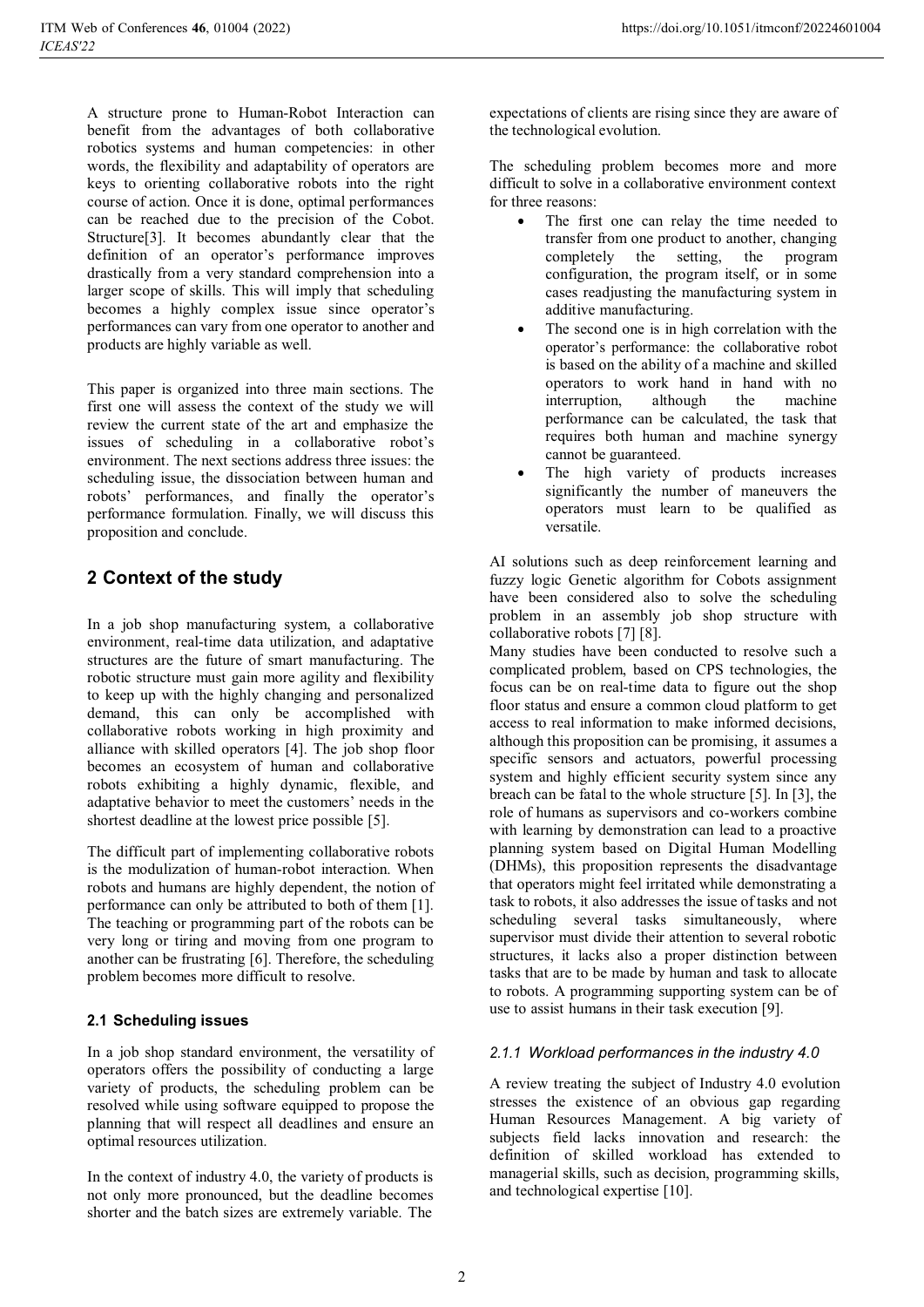A structure prone to Human-Robot Interaction can benefit from the advantages of both collaborative robotics systems and human competencies: in other words, the flexibility and adaptability of operators are keys to orienting collaborative robots into the right course of action. Once it is done, optimal performances can be reached due to the precision of the Cobot. Structure[3]. It becomes abundantly clear that the definition of an operator's performance improves drastically from a very standard comprehension into a larger scope of skills. This will imply that scheduling becomes a highly complex issue since operator's performances can vary from one operator to another and products are highly variable as well.

This paper is organized into three main sections. The first one will assess the context of the study we will review the current state of the art and emphasize the issues of scheduling in a collaborative robot's environment. The next sections address three issues: the scheduling issue, the dissociation between human and robots' performances, and finally the operator's performance formulation. Finally, we will discuss this proposition and conclude.

## 2 Context of the study

In a job shop manufacturing system, a collaborative environment, real-time data utilization, and adaptative structures are the future of smart manufacturing. The robotic structure must gain more agility and flexibility to keep up with the highly changing and personalized demand, this can only be accomplished with collaborative robots working in high proximity and alliance with skilled operators [4]. The job shop floor becomes an ecosystem of human and collaborative robots exhibiting a highly dynamic, flexible, and adaptative behavior to meet the customers' needs in the shortest deadline at the lowest price possible [5].

The difficult part of implementing collaborative robots is the modulization of human-robot interaction. When robots and humans are highly dependent, the notion of performance can only be attributed to both of them [1]. The teaching or programming part of the robots can be very long or tiring and moving from one program to another can be frustrating [6]. Therefore, the scheduling problem becomes more difficult to resolve.

### 2.1 Scheduling issues

In a job shop standard environment, the versatility of operators offers the possibility of conducting a large variety of products, the scheduling problem can be resolved while using software equipped to propose the planning that will respect all deadlines and ensure an optimal resources utilization.

In the context of industry 4.0, the variety of products is not only more pronounced, but the deadline becomes shorter and the batch sizes are extremely variable. The expectations of clients are rising since they are aware of the technological evolution.

The scheduling problem becomes more and more difficult to solve in a collaborative environment context for three reasons:

- The first one can relay the time needed to transfer from one product to another, changing completely the setting, the program configuration, the program itself, or in some cases readjusting the manufacturing system in additive manufacturing.
- The second one is in high correlation with the operator's performance: the collaborative robot is based on the ability of a machine and skilled operators to work hand in hand with no interruption, although the machine performance can be calculated, the task that requires both human and machine synergy cannot be guaranteed.
- The high variety of products increases significantly the number of maneuvers the operators must learn to be qualified as versatile.

AI solutions such as deep reinforcement learning and fuzzy logic Genetic algorithm for Cobots assignment have been considered also to solve the scheduling problem in an assembly job shop structure with collaborative robots [7] [8].

Many studies have been conducted to resolve such a complicated problem, based on CPS technologies, the focus can be on real-time data to figure out the shop floor status and ensure a common cloud platform to get access to real information to make informed decisions, although this proposition can be promising, it assumes a specific sensors and actuators, powerful processing system and highly efficient security system since any breach can be fatal to the whole structure [5]. In [3], the role of humans as supervisors and co-workers combine with learning by demonstration can lead to a proactive planning system based on Digital Human Modelling (DHMs), this proposition represents the disadvantage that operators might feel irritated while demonstrating a task to robots, it also addresses the issue of tasks and not scheduling several tasks simultaneously, where supervisor must divide their attention to several robotic structures, it lacks also a proper distinction between tasks that are to be made by human and task to allocate to robots. A programming supporting system can be of use to assist humans in their task execution [9].

#### *2.1.1 Workload performances in the industry 4.0*

A review treating the subject of Industry 4.0 evolution stresses the existence of an obvious gap regarding Human Resources Management. A big variety of subjects field lacks innovation and research: the definition of skilled workload has extended to managerial skills, such as decision, programming skills, and technological expertise [10].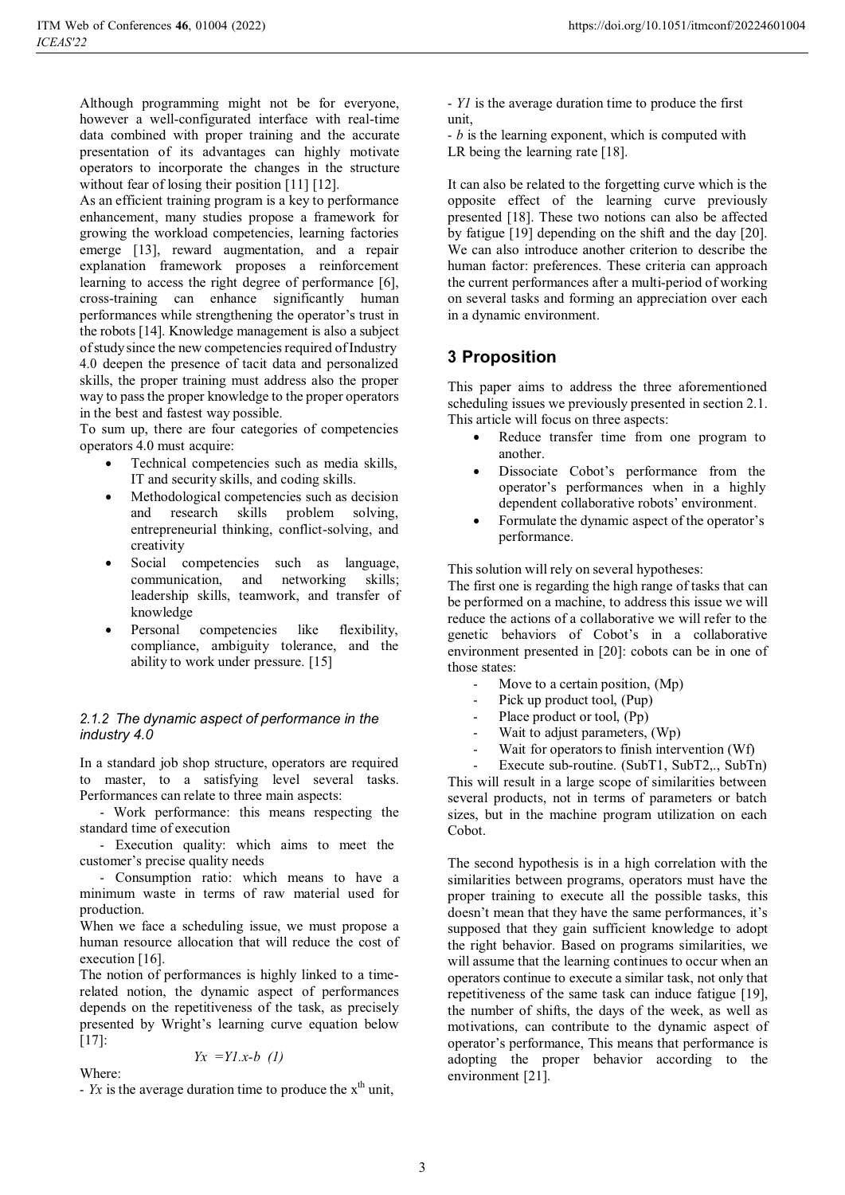Although programming might not be for everyone, however a well-configurated interface with real-time data combined with proper training and the accurate presentation of its advantages can highly motivate operators to incorporate the changes in the structure without fear of losing their position [11] [12].

As an efficient training program is a key to performance enhancement, many studies propose a framework for growing the workload competencies, learning factories emerge [13], reward augmentation, and a repair explanation framework proposes a reinforcement learning to access the right degree of performance [6], cross-training can enhance significantly human performances while strengthening the operator's trust in the robots [14]. Knowledge management is also a subject of study since the new competencies required of Industry 4.0 deepen the presence of tacit data and personalized skills, the proper training must address also the proper way to pass the proper knowledge to the proper operators in the best and fastest way possible.

To sum up, there are four categories of competencies operators 4.0 must acquire:

- Technical competencies such as media skills, IT and security skills, and coding skills.
- Methodological competencies such as decision and research skills problem solving, entrepreneurial thinking, conflict-solving, and creativity
- Social competencies such as language, communication, and networking skills; leadership skills, teamwork, and transfer of knowledge
- Personal competencies like flexibility, compliance, ambiguity tolerance, and the ability to work under pressure. [15]

### *2.1.2 The dynamic aspect of performance in the industry 4.0*

In a standard job shop structure, operators are required to master, to a satisfying level several tasks. Performances can relate to three main aspects:

- Work performance: this means respecting the standard time of execution

- Execution quality: which aims to meet the customer's precise quality needs

- Consumption ratio: which means to have a minimum waste in terms of raw material used for production.

When we face a scheduling issue, we must propose a human resource allocation that will reduce the cost of execution [16].

The notion of performances is highly linked to a time-related notion, the dynamic aspect of performances depends on the repetitiveness of the task, as precisely presented by Wright's learning curve equation below [17]:

$$Y_x = Y_1 . x^{-b} \quad (1)$$

Where:

- $Y_x$ is the average duration time to produce the $x^{th}$ unit,

- $Y_1$ is the average duration time to produce the first unit,

- $b$ is the learning exponent, which is computed with LR being the learning rate [18].

It can also be related to the forgetting curve which is the opposite effect of the learning curve previously presented [18]. These two notions can also be affected by fatigue [19] depending on the shift and the day [20]. We can also introduce another criterion to describe the human factor: preferences. These criteria can approach the current performances after a multi-period of working on several tasks and forming an appreciation over each in a dynamic environment.

## 3 Proposition

This paper aims to address the three aforementioned scheduling issues we previously presented in section 2.1. This article will focus on three aspects:

- Reduce transfer time from one program to another.
- Dissociate Cobot's performance from the operator's performances when in a highly dependent collaborative robots' environment.
- Formulate the dynamic aspect of the operator's performance.

This solution will rely on several hypotheses:

The first one is regarding the high range of tasks that can be performed on a machine, to address this issue we will reduce the actions of a collaborative we will refer to the genetic behaviors of Cobot's in a collaborative environment presented in [20]: cobots can be in one of those states:

- Move to a certain position, (Mp)
- Pick up product tool, (Pup)
- Place product or tool, (Pp)
- Wait to adjust parameters, (Wp)
- Wait for operators to finish intervention (Wf)
- Execute sub-routine. (SubT1, SubT2,., SubTn)

This will result in a large scope of similarities between several products, not in terms of parameters or batch sizes, but in the machine program utilization on each Cobot.

The second hypothesis is in a high correlation with the similarities between programs, operators must have the proper training to execute all the possible tasks, this doesn't mean that they have the same performances, it's supposed that they gain sufficient knowledge to adopt the right behavior. Based on programs similarities, we will assume that the learning continues to occur when an operators continue to execute a similar task, not only that repetitiveness of the same task can induce fatigue [19], the number of shifts, the days of the week, as well as motivations, can contribute to the dynamic aspect of operator's performance, This means that performance is adopting the proper behavior according to the environment [21].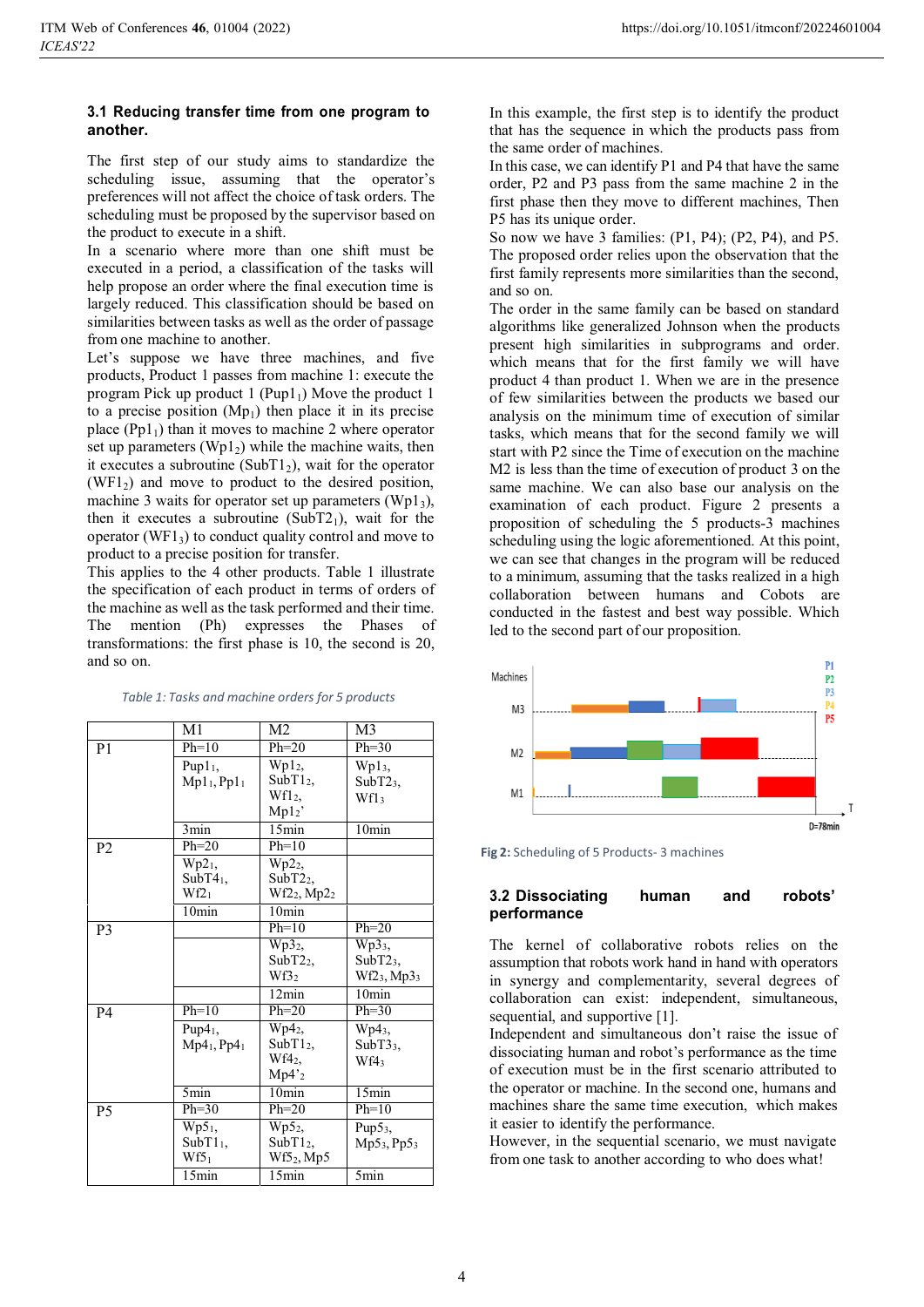### 3.1 Reducing transfer time from one program to another.

The first step of our study aims to standardize the scheduling issue, assuming that the operator's preferences will not affect the choice of task orders. The scheduling must be proposed by the supervisor based on the product to execute in a shift.

In a scenario where more than one shift must be executed in a period, a classification of the tasks will help propose an order where the final execution time is largely reduced. This classification should be based on similarities between tasks as well as the order of passage from one machine to another.

Let's suppose we have three machines, and five products, Product 1 passes from machine 1: execute the program Pick up product 1 ($Pup1_1$) Move the product 1 to a precise position ($Mp_1$) then place it in its precise place ($Pp1_1$) than it moves to machine 2 where operator set up parameters ($Wp1_2$) while the machine waits, then it executes a subroutine ($SubT1_2$), wait for the operator ($WF1_2$) and move to product to the desired position, machine 3 waits for operator set up parameters ($Wp1_3$), then it executes a subroutine ($SubT2_1$), wait for the operator ($WF1_3$) to conduct quality control and move to product to a precise position for transfer.

This applies to the 4 other products. Table 1 illustrate the specification of each product in terms of orders of the machine as well as the task performed and their time. The mention (Ph) expresses the Phases of transformations: the first phase is 10, the second is 20, and so on.

*Table 1: Tasks and machine orders for 5 products*

| | M1 | M2 | M3 |
|---|---|---|---|
| P1 | Ph=10 | Ph=20 | Ph=30 |
| | $Pup1_1$, $Mp1_1$, $Pp1_1$ | $Wp1_2$, $SubT1_2$, $Wf1_2$, $Mp1_2$' | $Wp1_3$, $SubT2_3$, $Wf1_3$ |
| | 3min | 15min | 10min |
| P2 | Ph=20 | Ph=10 | |
| | $Wp2_1$, $SubT4_1$, $Wf2_1$ | $Wp2_2$, $SubT2_2$, $Wf2_2$, $Mp2_2$ | |
| | 10min | 10min | |
| P3 | | Ph=10 | Ph=20 |
| | | $Wp3_2$, $SubT2_2$, $Wf3_2$ | $Wp3_3$, $SubT2_3$, $Wf2_3$, $Mp3_3$ |
| | | 12min | 10min |
| P4 | Ph=10 | Ph=20 | Ph=30 |
| | $Pup4_1$, $Mp4_1$, $Pp4_1$ | $Wp4_2$, $SubT1_2$, $Wf4_2$, $Mp4'_2$ | $Wp4_3$, $SubT3_3$, $Wf4_3$ |
| | 5min | 10min | 15min |
| P5 | Ph=30 | Ph=20 | Ph=10 |
| | $Wp5_1$, $SubT1_1$, $Wf5_1$ | $Wp5_2$, $SubT1_2$, $Wf5_2$, Mp5 | $Pup5_3$, $Mp5_3$, $Pp5_3$ |
| | 15min | 15min | 5min |

In this example, the first step is to identify the product that has the sequence in which the products pass from the same order of machines.

In this case, we can identify P1 and P4 that have the same order, P2 and P3 pass from the same machine 2 in the first phase then they move to different machines, Then P5 has its unique order.

So now we have 3 families: (P1, P4); (P2, P4), and P5. The proposed order relies upon the observation that the first family represents more similarities than the second, and so on.

The order in the same family can be based on standard algorithms like generalized Johnson when the products present high similarities in subprograms and order. which means that for the first family we will have product 4 than product 1. When we are in the presence of few similarities between the products we based our analysis on the minimum time of execution of similar tasks, which means that for the second family we will start with P2 since the Time of execution on the machine M2 is less than the time of execution of product 3 on the same machine. We can also base our analysis on the examination of each product. Figure 2 presents a proposition of scheduling the 5 products-3 machines scheduling using the logic aforementioned. At this point, we can see that changes in the program will be reduced to a minimum, assuming that the tasks realized in a high collaboration between humans and Cobots are conducted in the fastest and best way possible. Which led to the second part of our proposition.

**Fig 2:** Scheduling of 5 Products- 3 machines

### 3.2 Dissociating human and robots' performance

The kernel of collaborative robots relies on the assumption that robots work hand in hand with operators in synergy and complementarity, several degrees of collaboration can exist: independent, simultaneous, sequential, and supportive [1].

Independent and simultaneous don't raise the issue of dissociating human and robot's performance as the time of execution must be in the first scenario attributed to the operator or machine. In the second one, humans and machines share the same time execution, which makes it easier to identify the performance.

However, in the sequential scenario, we must navigate from one task to another according to who does what!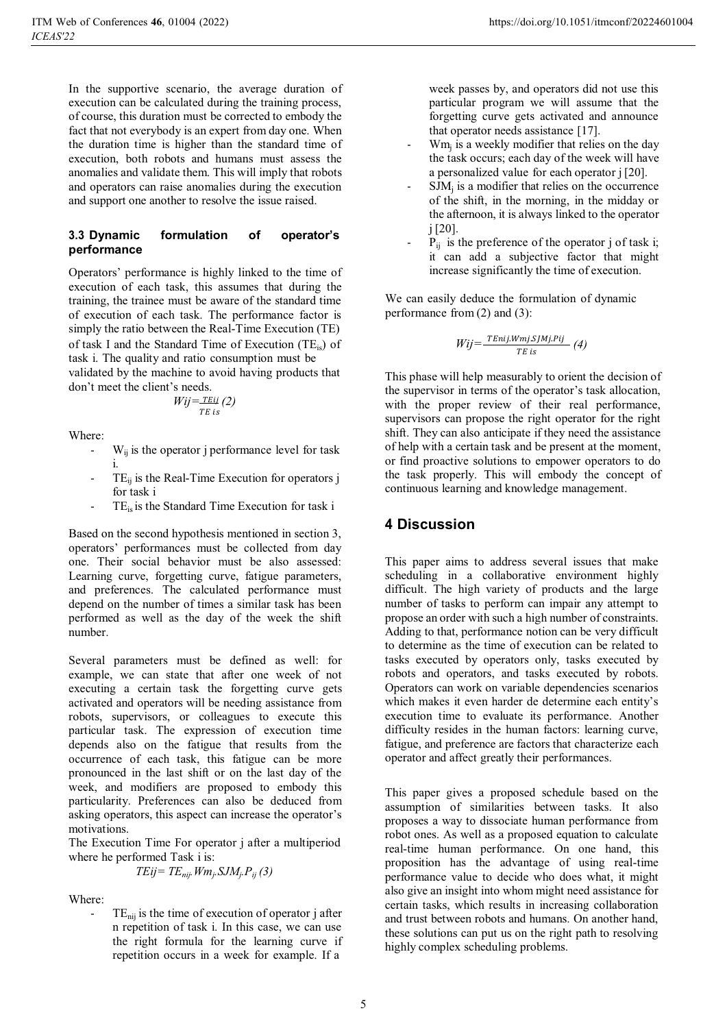In the supportive scenario, the average duration of execution can be calculated during the training process, of course, this duration must be corrected to embody the fact that not everybody is an expert from day one. When the duration time is higher than the standard time of execution, both robots and humans must assess the anomalies and validate them. This will imply that robots and operators can raise anomalies during the execution and support one another to resolve the issue raised.

### 3.3 Dynamic formulation of operator's performance

Operators' performance is highly linked to the time of execution of each task, this assumes that during the training, the trainee must be aware of the standard time of execution of each task. The performance factor is simply the ratio between the Real-Time Execution (TE) of task I and the Standard Time of Execution ($TE_{is}$) of task i. The quality and ratio consumption must be validated by the machine to avoid having products that don't meet the client's needs.

$$W_{ij} = \frac{TE_{ij}}{TE_{is}} \quad (2)$$

Where:

- $W_{ij}$ is the operator j performance level for task i.
- $TE_{ij}$ is the Real-Time Execution for operators j for task i
- $TE_{is}$ is the Standard Time Execution for task i

Based on the second hypothesis mentioned in section 3, operators' performances must be collected from day one. Their social behavior must be also assessed: Learning curve, forgetting curve, fatigue parameters, and preferences. The calculated performance must depend on the number of times a similar task has been performed as well as the day of the week the shift number.

Several parameters must be defined as well: for example, we can state that after one week of not executing a certain task the forgetting curve gets activated and operators will be needing assistance from robots, supervisors, or colleagues to execute this particular task. The expression of execution time depends also on the fatigue that results from the occurrence of each task, this fatigue can be more pronounced in the last shift or on the last day of the week, and modifiers are proposed to embody this particularity. Preferences can also be deduced from asking operators, this aspect can increase the operator's motivations.

The Execution Time For operator j after a multiperiod where he performed Task i is:

$$TE_{ij} = TE_{nij} . Wm_j . SJM_j . P_{ij} \quad (3)$$

Where:

- $TE_{nij}$ is the time of execution of operator j after n repetition of task i. In this case, we can use the right formula for the learning curve if repetition occurs in a week for example. If a week passes by, and operators did not use this particular program we will assume that the forgetting curve gets activated and announce that operator needs assistance [17].
- $Wm_j$ is a weekly modifier that relies on the day the task occurs; each day of the week will have a personalized value for each operator j [20].
- $SJM_j$ is a modifier that relies on the occurrence of the shift, in the morning, in the midday or the afternoon, it is always linked to the operator j [20].
- $P_{ij}$ is the preference of the operator j of task i; it can add a subjective factor that might increase significantly the time of execution.

We can easily deduce the formulation of dynamic performance from (2) and (3):

$$W_{ij} = \frac{TE_{nij} . Wm_j . SJM_j . P_{ij}}{TE_{is}} \quad (4)$$

This phase will help measurably to orient the decision of the supervisor in terms of the operator's task allocation, with the proper review of their real performance, supervisors can propose the right operator for the right shift. They can also anticipate if they need the assistance of help with a certain task and be present at the moment, or find proactive solutions to empower operators to do the task properly. This will embody the concept of continuous learning and knowledge management.

## 4 Discussion

This paper aims to address several issues that make scheduling in a collaborative environment highly difficult. The high variety of products and the large number of tasks to perform can impair any attempt to propose an order with such a high number of constraints. Adding to that, performance notion can be very difficult to determine as the time of execution can be related to tasks executed by operators only, tasks executed by robots and operators, and tasks executed by robots. Operators can work on variable dependencies scenarios which makes it even harder de determine each entity's execution time to evaluate its performance. Another difficulty resides in the human factors: learning curve, fatigue, and preference are factors that characterize each operator and affect greatly their performances.

This paper gives a proposed schedule based on the assumption of similarities between tasks. It also proposes a way to dissociate human performance from robot ones. As well as a proposed equation to calculate real-time human performance. On one hand, this proposition has the advantage of using real-time performance value to decide who does what, it might also give an insight into whom might need assistance for certain tasks, which results in increasing collaboration and trust between robots and humans. On another hand, these solutions can put us on the right path to resolving highly complex scheduling problems.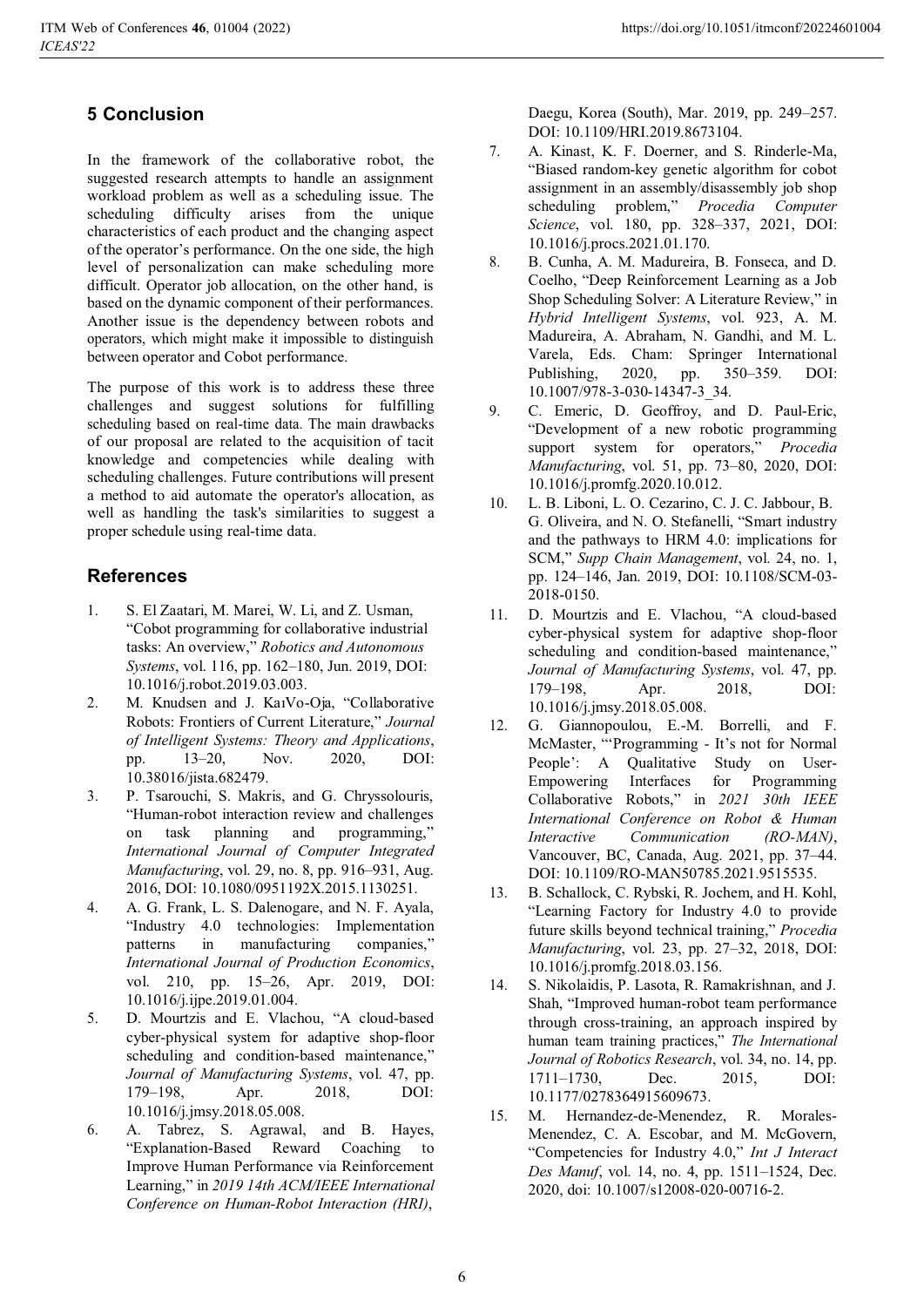## 5 Conclusion

In the framework of the collaborative robot, the suggested research attempts to handle an assignment workload problem as well as a scheduling issue. The scheduling difficulty arises from the unique characteristics of each product and the changing aspect of the operator's performance. On the one side, the high level of personalization can make scheduling more difficult. Operator job allocation, on the other hand, is based on the dynamic component of their performances. Another issue is the dependency between robots and operators, which might make it impossible to distinguish between operator and Cobot performance.

The purpose of this work is to address these three challenges and suggest solutions for fulfilling scheduling based on real-time data. The main drawbacks of our proposal are related to the acquisition of tacit knowledge and competencies while dealing with scheduling challenges. Future contributions will present a method to aid automate the operator's allocation, as well as handling the task's similarities to suggest a proper schedule using real-time data.

## References

1. S. El Zaatari, M. Marei, W. Li, and Z. Usman, "Cobot programming for collaborative industrial tasks: An overview," *Robotics and Autonomous Systems*, vol. 116, pp. 162–180, Jun. 2019, DOI: 10.1016/j.robot.2019.03.003.
2. M. Knudsen and J. KaıVo-Oja, "Collaborative Robots: Frontiers of Current Literature," *Journal of Intelligent Systems: Theory and Applications*, pp. 13–20, Nov. 2020, DOI: 10.38016/jista.682479.
3. P. Tsarouchi, S. Makris, and G. Chryssolouris, "Human-robot interaction review and challenges on task planning and programming," *International Journal of Computer Integrated Manufacturing*, vol. 29, no. 8, pp. 916–931, Aug. 2016, DOI: 10.1080/0951192X.2015.1130251.
4. A. G. Frank, L. S. Dalenogare, and N. F. Ayala, "Industry 4.0 technologies: Implementation patterns in manufacturing companies," *International Journal of Production Economics*, vol. 210, pp. 15–26, Apr. 2019, DOI: 10.1016/j.ijpe.2019.01.004.
5. D. Mourtzis and E. Vlachou, "A cloud-based cyber-physical system for adaptive shop-floor scheduling and condition-based maintenance," *Journal of Manufacturing Systems*, vol. 47, pp. 179–198, Apr. 2018, DOI: 10.1016/j.jmsy.2018.05.008.
6. A. Tabrez, S. Agrawal, and B. Hayes, "Explanation-Based Reward Coaching to Improve Human Performance via Reinforcement Learning," in *2019 14th ACM/IEEE International Conference on Human-Robot Interaction (HRI)*, Daegu, Korea (South), Mar. 2019, pp. 249–257. DOI: 10.1109/HRI.2019.8673104.
7. A. Kinast, K. F. Doerner, and S. Rinderle-Ma, "Biased random-key genetic algorithm for cobot assignment in an assembly/disassembly job shop scheduling problem," *Procedia Computer Science*, vol. 180, pp. 328–337, 2021, DOI: 10.1016/j.procs.2021.01.170.
8. B. Cunha, A. M. Madureira, B. Fonseca, and D. Coelho, "Deep Reinforcement Learning as a Job Shop Scheduling Solver: A Literature Review," in *Hybrid Intelligent Systems*, vol. 923, A. M. Madureira, A. Abraham, N. Gandhi, and M. L. Varela, Eds. Cham: Springer International Publishing, 2020, pp. 350–359. DOI: 10.1007/978-3-030-14347-3_34.
9. C. Emeric, D. Geoffroy, and D. Paul-Eric, "Development of a new robotic programming support system for operators," *Procedia Manufacturing*, vol. 51, pp. 73–80, 2020, DOI: 10.1016/j.promfg.2020.10.012.
10. L. B. Liboni, L. O. Cezarino, C. J. C. Jabbour, B. G. Oliveira, and N. O. Stefanelli, "Smart industry and the pathways to HRM 4.0: implications for SCM," *Supp Chain Management*, vol. 24, no. 1, pp. 124–146, Jan. 2019, DOI: 10.1108/SCM-03-2018-0150.
11. D. Mourtzis and E. Vlachou, "A cloud-based cyber-physical system for adaptive shop-floor scheduling and condition-based maintenance," *Journal of Manufacturing Systems*, vol. 47, pp. 179–198, Apr. 2018, DOI: 10.1016/j.jmsy.2018.05.008.
12. G. Giannopoulou, E.-M. Borrelli, and F. McMaster, "'Programming - It's not for Normal People': A Qualitative Study on User-Empowering Interfaces for Programming Collaborative Robots," in *2021 30th IEEE International Conference on Robot & Human Interactive Communication (RO-MAN)*, Vancouver, BC, Canada, Aug. 2021, pp. 37–44. DOI: 10.1109/RO-MAN50785.2021.9515535.
13. B. Schallock, C. Rybski, R. Jochem, and H. Kohl, "Learning Factory for Industry 4.0 to provide future skills beyond technical training," *Procedia Manufacturing*, vol. 23, pp. 27–32, 2018, DOI: 10.1016/j.promfg.2018.03.156.
14. S. Nikolaidis, P. Lasota, R. Ramakrishnan, and J. Shah, "Improved human-robot team performance through cross-training, an approach inspired by human team training practices," *The International Journal of Robotics Research*, vol. 34, no. 14, pp. 1711–1730, Dec. 2015, DOI: 10.1177/0278364915609673.
15. M. Hernandez-de-Menendez, R. Morales-Menendez, C. A. Escobar, and M. McGovern, "Competencies for Industry 4.0," *Int J Interact Des Manuf*, vol. 14, no. 4, pp. 1511–1524, Dec. 2020, doi: 10.1007/s12008-020-00716-2.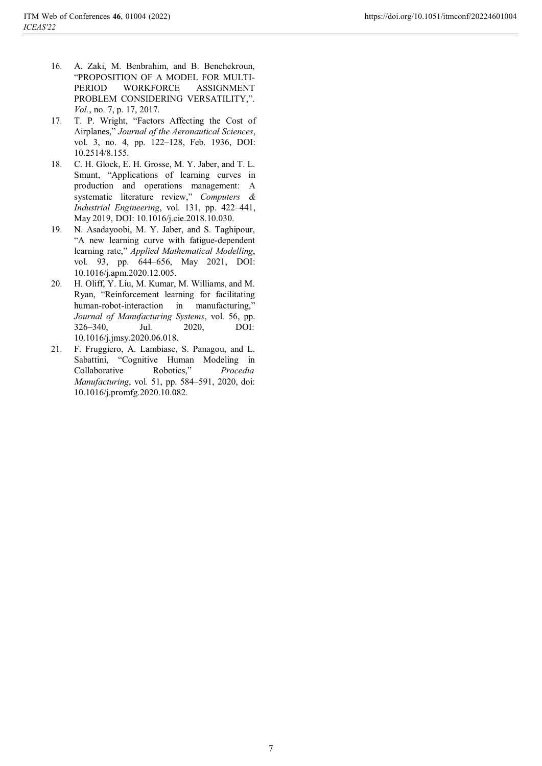16. A. Zaki, M. Benbrahim, and B. Benchekroun, "PROPOSITION OF A MODEL FOR MULTI-PERIOD WORKFORCE ASSIGNMENT PROBLEM CONSIDERING VERSATILITY,". *Vol.*, no. 7, p. 17, 2017.
17. T. P. Wright, "Factors Affecting the Cost of Airplanes," *Journal of the Aeronautical Sciences*, vol. 3, no. 4, pp. 122–128, Feb. 1936, DOI: 10.2514/8.155.
18. C. H. Glock, E. H. Grosse, M. Y. Jaber, and T. L. Smunt, "Applications of learning curves in production and operations management: A systematic literature review," *Computers & Industrial Engineering*, vol. 131, pp. 422–441, May 2019, DOI: 10.1016/j.cie.2018.10.030.
19. N. Asadayoobi, M. Y. Jaber, and S. Taghipour, "A new learning curve with fatigue-dependent learning rate," *Applied Mathematical Modelling*, vol. 93, pp. 644–656, May 2021, DOI: 10.1016/j.apm.2020.12.005.
20. H. Oliff, Y. Liu, M. Kumar, M. Williams, and M. Ryan, "Reinforcement learning for facilitating human-robot-interaction in manufacturing," *Journal of Manufacturing Systems*, vol. 56, pp. 326–340, Jul. 2020, DOI: 10.1016/j.jmsy.2020.06.018.
21. F. Fruggiero, A. Lambiase, S. Panagou, and L. Sabattini, "Cognitive Human Modeling in Collaborative Robotics," *Procedia Manufacturing*, vol. 51, pp. 584–591, 2020, doi: 10.1016/j.promfg.2020.10.082.